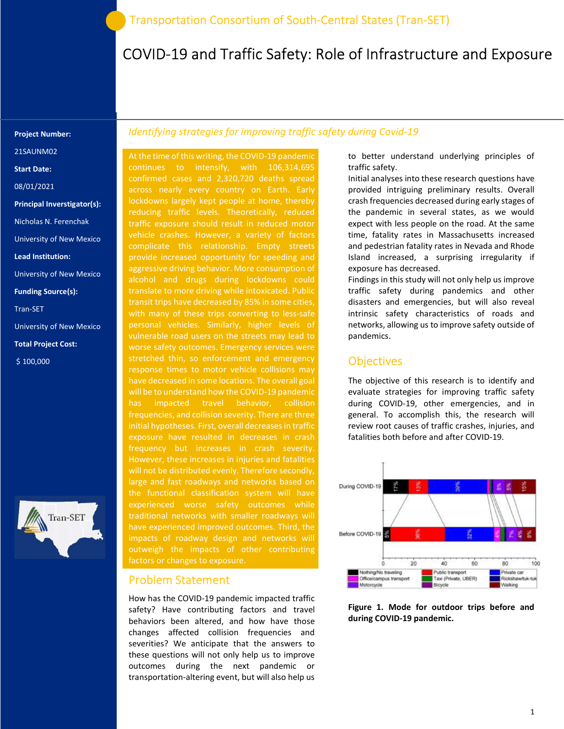Transportation Consortium of South-Central States (Tran-SET)

# COVID-19 and Traffic Safety: Role of Infrastructure and Exposure

**Project Number:**

21SAUNM02

**Start Date:**

08/01/2021

**Principal Inverstigator(s):**

Nicholas N. Ferenchak

University of New Mexico

**Lead Institution:**

University of New Mexico

**Funding Source(s):**

Tran-SET

University of New Mexico

**Total Project Cost:**

$ 100,000

*Identifying strategies for improving traffic safety during Covid-19*

At the time of this writing, the COVID-19 pandemic continues to intensify, with 106,314,695 confirmed cases and 2,320,720 deaths spread across nearly every country on Earth. Early lockdowns largely kept people at home, thereby reducing traffic levels. Theoretically, reduced traffic exposure should result in reduced motor vehicle crashes. However, a variety of factors complicate this relationship. Empty streets provide increased opportunity for speeding and aggressive driving behavior. More consumption of alcohol and drugs during lockdowns could translate to more driving while intoxicated. Public transit trips have decreased by 85% in some cities, with many of these trips converting to less-safe personal vehicles. Similarly, higher levels of vulnerable road users on the streets may lead to worse safety outcomes. Emergency services were stretched thin, so enforcement and emergency response times to motor vehicle collisions may have decreased in some locations. The overall goal will be to understand how the COVID-19 pandemic has impacted travel behavior, collision frequencies, and collision severity. There are three initial hypotheses. First, overall decreases in traffic exposure have resulted in decreases in crash frequency but increases in crash severity. However, these increases in injuries and fatalities will not be distributed evenly. Therefore secondly, large and fast roadways and networks based on the functional classification system will have experienced worse safety outcomes while traditional networks with smaller roadways will have experienced improved outcomes. Third, the impacts of roadway design and networks will outweigh the impacts of other contributing factors or changes to exposure.

## Problem Statement

How has the COVID-19 pandemic impacted traffic safety? Have contributing factors and travel behaviors been altered, and how have those changes affected collision frequencies and severities? We anticipate that the answers to these questions will not only help us to improve outcomes during the next pandemic or transportation-altering event, but will also help us to better understand underlying principles of traffic safety.

Initial analyses into these research questions have provided intriguing preliminary results. Overall crash frequencies decreased during early stages of the pandemic in several states, as we would expect with less people on the road. At the same time, fatality rates in Massachusetts increased and pedestrian fatality rates in Nevada and Rhode Island increased, a surprising irregularity if exposure has decreased.

Findings in this study will not only help us improve traffic safety during pandemics and other disasters and emergencies, but will also reveal intrinsic safety characteristics of roads and networks, allowing us to improve safety outside of pandemics.

## Objectives

The objective of this research is to identify and evaluate strategies for improving traffic safety during COVID-19, other emergencies, and in general. To accomplish this, the research will review root causes of traffic crashes, injuries, and fatalities both before and after COVID-19.

During COVID-19: 17% 13% 39% 8% 5% 15%

Before COVID-19: 5% 36% 32% 4% 7% 4% 8%

0 20 40 60 80 100

Nothing/No traveling, Public transport, Private car, Office/campus transport, Taxi (Private, UBER), Rickshaw/tuk-tuk, Motorcycle, Bicycle, Walking

**Figure 1. Mode for outdoor trips before and during COVID-19 pandemic.**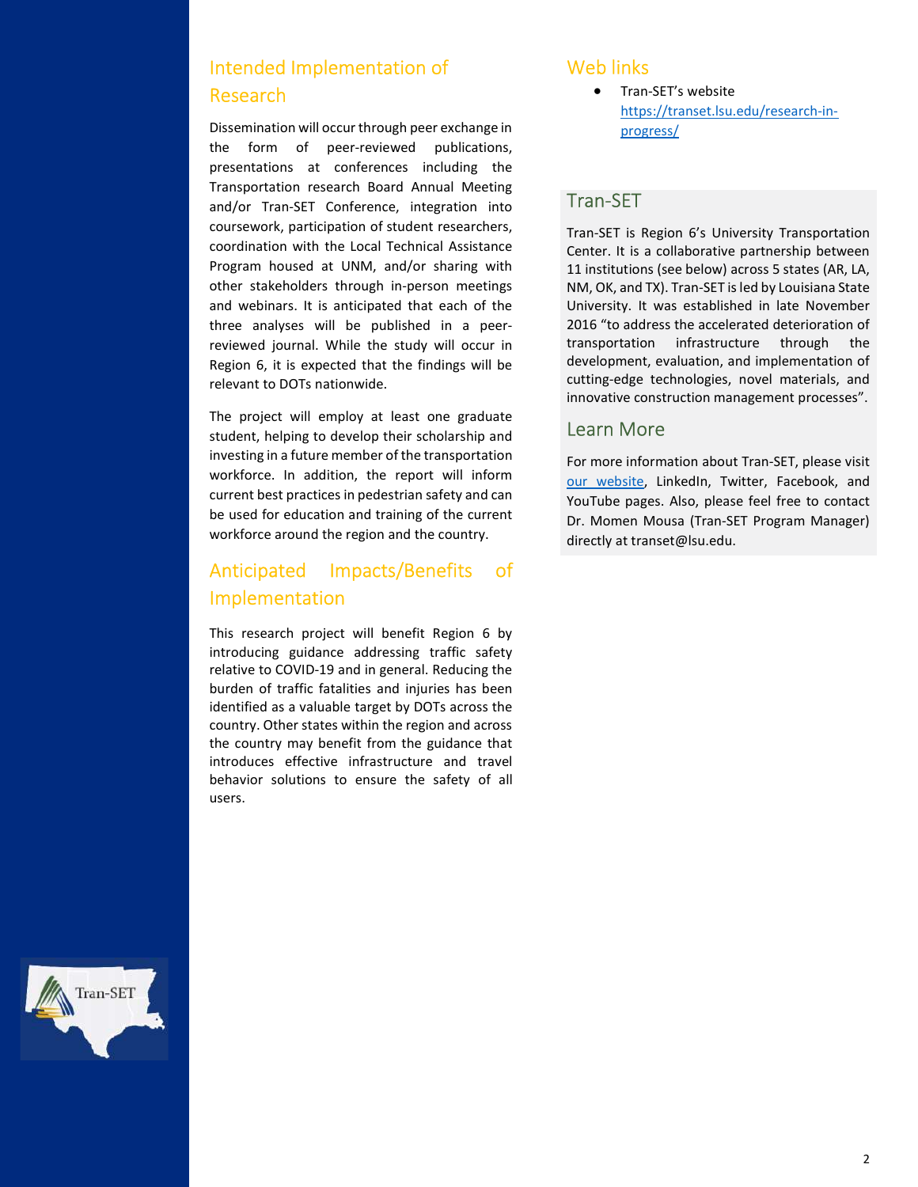## Intended Implementation of Research

Dissemination will occur through peer exchange in the form of peer-reviewed publications, presentations at conferences including the Transportation research Board Annual Meeting and/or Tran-SET Conference, integration into coursework, participation of student researchers, coordination with the Local Technical Assistance Program housed at UNM, and/or sharing with other stakeholders through in-person meetings and webinars. It is anticipated that each of the three analyses will be published in a peer-reviewed journal. While the study will occur in Region 6, it is expected that the findings will be relevant to DOTs nationwide.

The project will employ at least one graduate student, helping to develop their scholarship and investing in a future member of the transportation workforce. In addition, the report will inform current best practices in pedestrian safety and can be used for education and training of the current workforce around the region and the country.

## Anticipated Impacts/Benefits of Implementation

This research project will benefit Region 6 by introducing guidance addressing traffic safety relative to COVID-19 and in general. Reducing the burden of traffic fatalities and injuries has been identified as a valuable target by DOTs across the country. Other states within the region and across the country may benefit from the guidance that introduces effective infrastructure and travel behavior solutions to ensure the safety of all users.

## Web links

- Tran-SET's website [https://transet.lsu.edu/research-in-progress/](https://transet.lsu.edu/research-in-progress/)

## Tran-SET

Tran-SET is Region 6's University Transportation Center. It is a collaborative partnership between 11 institutions (see below) across 5 states (AR, LA, NM, OK, and TX). Tran-SET is led by Louisiana State University. It was established in late November 2016 "to address the accelerated deterioration of transportation infrastructure through the development, evaluation, and implementation of cutting-edge technologies, novel materials, and innovative construction management processes".

## Learn More

For more information about Tran-SET, please visit our website, LinkedIn, Twitter, Facebook, and YouTube pages. Also, please feel free to contact Dr. Momen Mousa (Tran-SET Program Manager) directly at transet@lsu.edu.